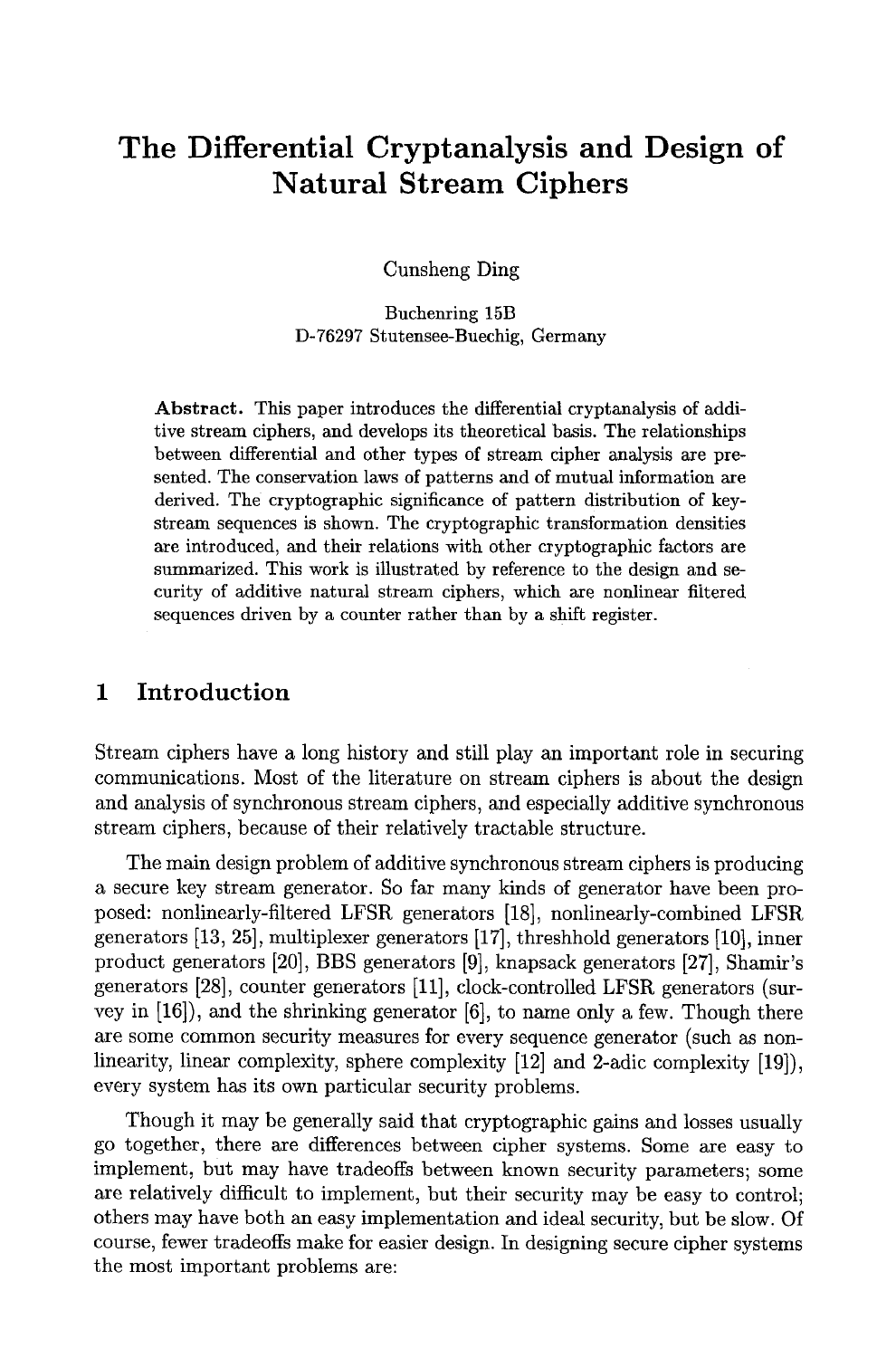# The Differential Cryptanalysis and Design of Natural Stream Ciphers

Cunsheng Ding

Buchenring 15B
D-76297 Stutensee-Buechig, Germany

**Abstract.** This paper introduces the differential cryptanalysis of additive stream ciphers, and develops its theoretical basis. The relationships between differential and other types of stream cipher analysis are presented. The conservation laws of patterns and of mutual information are derived. The cryptographic significance of pattern distribution of keystream sequences is shown. The cryptographic transformation densities are introduced, and their relations with other cryptographic factors are summarized. This work is illustrated by reference to the design and security of additive natural stream ciphers, which are nonlinear filtered sequences driven by a counter rather than by a shift register.

## 1 Introduction

Stream ciphers have a long history and still play an important role in securing communications. Most of the literature on stream ciphers is about the design and analysis of synchronous stream ciphers, and especially additive synchronous stream ciphers, because of their relatively tractable structure.

The main design problem of additive synchronous stream ciphers is producing a secure key stream generator. So far many kinds of generator have been proposed: nonlinearly-filtered LFSR generators [18], nonlinearly-combined LFSR generators [13, 25], multiplexer generators [17], threshhold generators [10], inner product generators [20], BBS generators [9], knapsack generators [27], Shamir's generators [28], counter generators [11], clock-controlled LFSR generators (survey in [16]), and the shrinking generator [6], to name only a few. Though there are some common security measures for every sequence generator (such as nonlinearity, linear complexity, sphere complexity [12] and 2-adic complexity [19]), every system has its own particular security problems.

Though it may be generally said that cryptographic gains and losses usually go together, there are differences between cipher systems. Some are easy to implement, but may have tradeoffs between known security parameters; some are relatively difficult to implement, but their security may be easy to control; others may have both an easy implementation and ideal security, but be slow. Of course, fewer tradeoffs make for easier design. In designing secure cipher systems the most important problems are: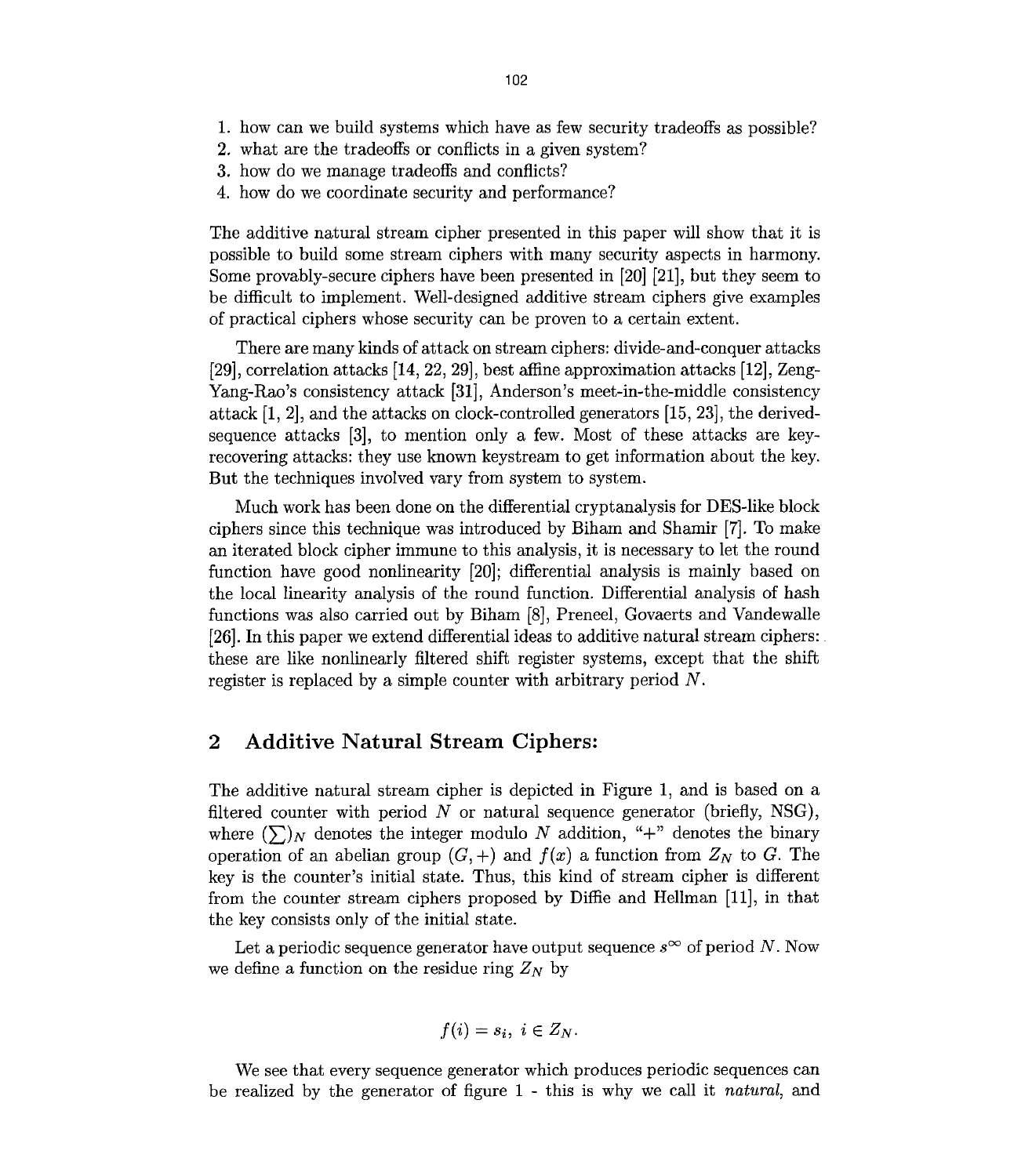1. how can we build systems which have as few security tradeoffs as possible?
2. what are the tradeoffs or conflicts in a given system?
3. how do we manage tradeoffs and conflicts?
4. how do we coordinate security and performance?

The additive natural stream cipher presented in this paper will show that it is possible to build some stream ciphers with many security aspects in harmony. Some provably-secure ciphers have been presented in [20] [21], but they seem to be difficult to implement. Well-designed additive stream ciphers give examples of practical ciphers whose security can be proven to a certain extent.

There are many kinds of attack on stream ciphers: divide-and-conquer attacks [29], correlation attacks [14, 22, 29], best affine approximation attacks [12], Zeng-Yang-Rao's consistency attack [31], Anderson's meet-in-the-middle consistency attack [1, 2], and the attacks on clock-controlled generators [15, 23], the derived-sequence attacks [3], to mention only a few. Most of these attacks are key-recovering attacks: they use known keystream to get information about the key. But the techniques involved vary from system to system.

Much work has been done on the differential cryptanalysis for DES-like block ciphers since this technique was introduced by Biham and Shamir [7]. To make an iterated block cipher immune to this analysis, it is necessary to let the round function have good nonlinearity [20]; differential analysis is mainly based on the local linearity analysis of the round function. Differential analysis of hash functions was also carried out by Biham [8], Preneel, Govaerts and Vandewalle [26]. In this paper we extend differential ideas to additive natural stream ciphers: these are like nonlinearly filtered shift register systems, except that the shift register is replaced by a simple counter with arbitrary period $N$.

## 2 Additive Natural Stream Ciphers:

The additive natural stream cipher is depicted in Figure 1, and is based on a filtered counter with period $N$ or natural sequence generator (briefly, NSG), where $(\sum)_N$ denotes the integer modulo $N$ addition, "+" denotes the binary operation of an abelian group $(G, +)$ and $f(x)$ a function from $Z_N$ to $G$. The key is the counter's initial state. Thus, this kind of stream cipher is different from the counter stream ciphers proposed by Diffie and Hellman [11], in that the key consists only of the initial state.

Let a periodic sequence generator have output sequence $s^\infty$ of period $N$. Now we define a function on the residue ring $Z_N$ by

$$f(i) = s_i, \ i \in Z_N.$$

We see that every sequence generator which produces periodic sequences can be realized by the generator of figure 1 - this is why we call it *natural*, and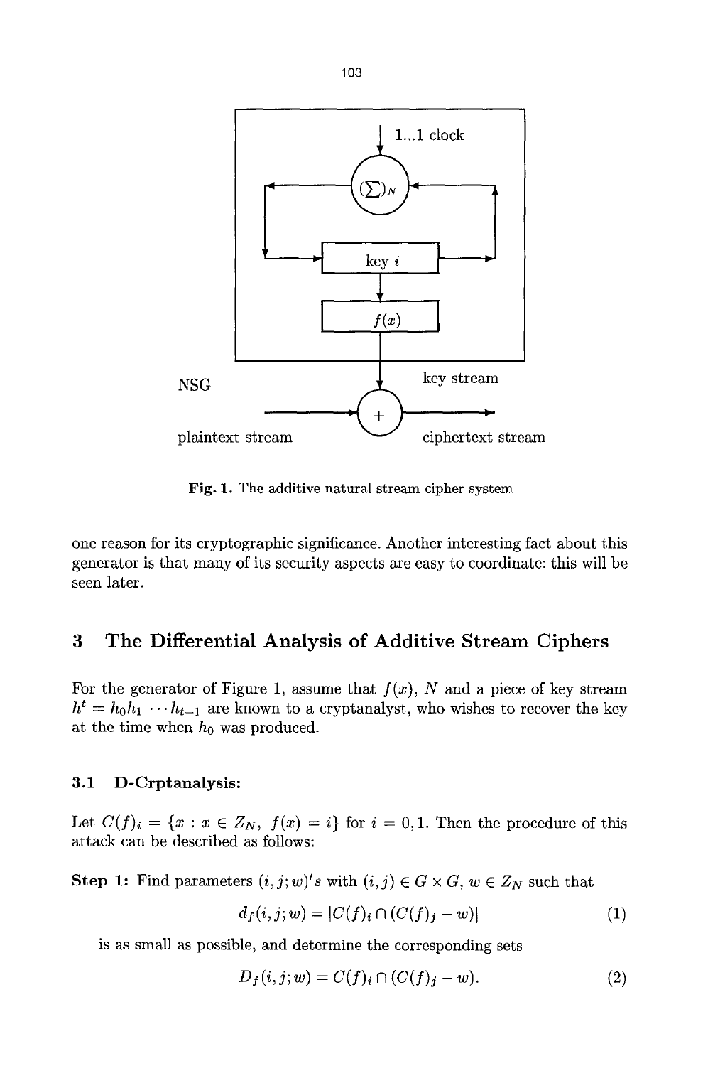Fig. 1. The additive natural stream cipher system

one reason for its cryptographic significance. Another interesting fact about this generator is that many of its security aspects are easy to coordinate: this will be seen later.

## 3 The Differential Analysis of Additive Stream Ciphers

For the generator of Figure 1, assume that $f(x)$, $N$ and a piece of key stream $h^t = h_0 h_1 \cdots h_{t-1}$ are known to a cryptanalyst, who wishes to recover the key at the time when $h_0$ was produced.

### 3.1 D-Crptanalysis:

Let $C(f)_i = \{x : x \in Z_N,\ f(x) = i\}$ for $i = 0, 1$. Then the procedure of this attack can be described as follows:

**Step 1:** Find parameters $(i, j; w)'s$ with $(i, j) \in G \times G$, $w \in Z_N$ such that

$$d_f(i, j; w) = |C(f)_i \cap (C(f)_j - w)| \tag{1}$$

is as small as possible, and determine the corresponding sets

$$D_f(i, j; w) = C(f)_i \cap (C(f)_j - w). \tag{2}$$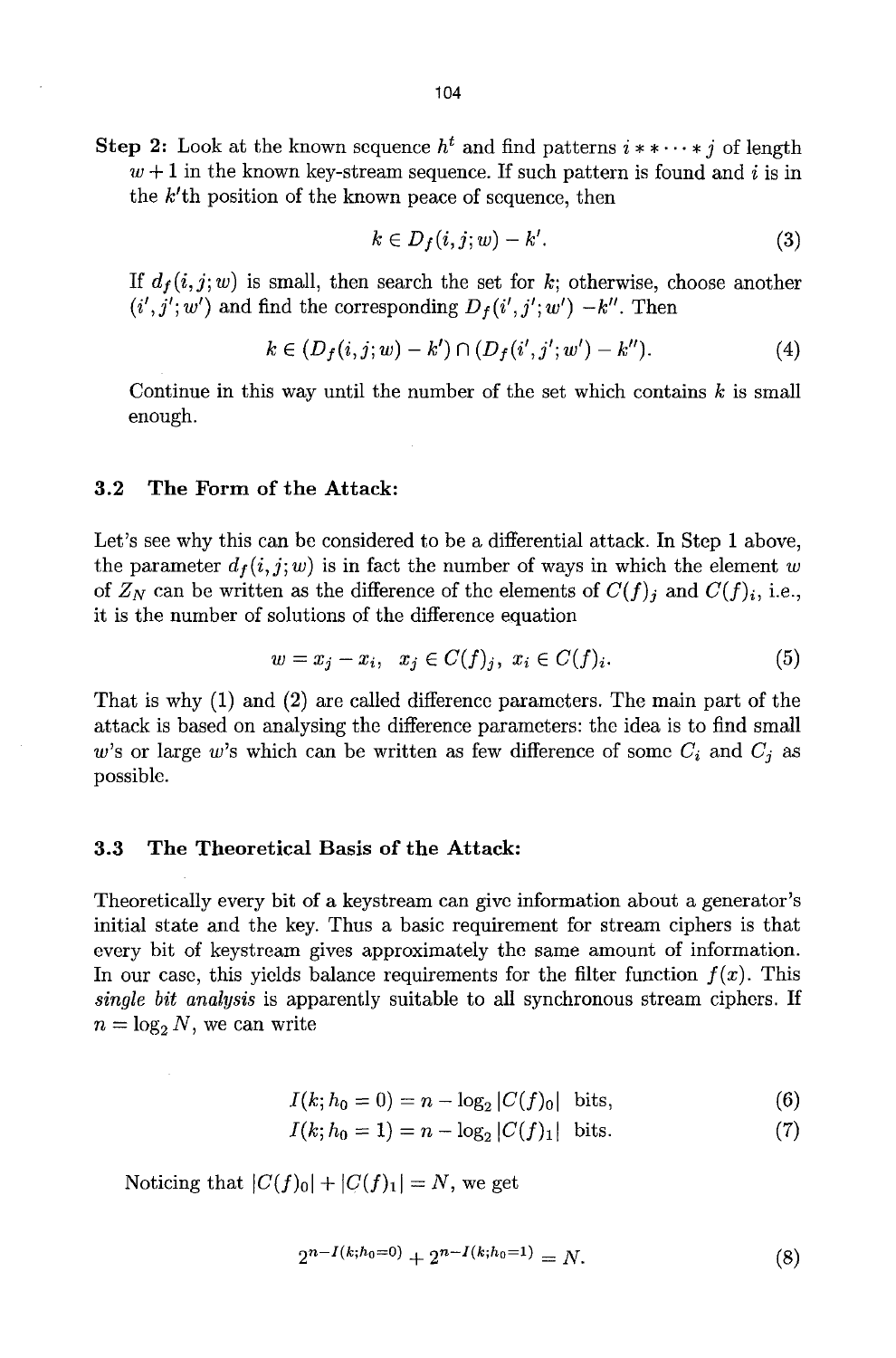**Step 2:** Look at the known sequence $h^t$ and find patterns $i * * \cdots * j$ of length $w+1$ in the known key-stream sequence. If such pattern is found and $i$ is in the $k'$th position of the known peace of sequence, then

$$k \in D_f(i,j;w) - k'. \tag{3}$$

If $d_f(i,j;w)$ is small, then search the set for $k$; otherwise, choose another $(i',j';w')$ and find the corresponding $D_f(i',j';w')\ -k''$. Then

$$k \in (D_f(i,j;w) - k') \cap (D_f(i',j';w') - k''). \tag{4}$$

Continue in this way until the number of the set which contains $k$ is small enough.

### 3.2 The Form of the Attack:

Let's see why this can be considered to be a differential attack. In Step 1 above, the parameter $d_f(i,j;w)$ is in fact the number of ways in which the element $w$ of $Z_N$ can be written as the difference of the elements of $C(f)_j$ and $C(f)_i$, i.e., it is the number of solutions of the difference equation

$$w = x_j - x_i, \quad x_j \in C(f)_j, \ x_i \in C(f)_i. \tag{5}$$

That is why (1) and (2) are called difference parameters. The main part of the attack is based on analysing the difference parameters: the idea is to find small $w$'s or large $w$'s which can be written as few difference of some $C_i$ and $C_j$ as possible.

### 3.3 The Theoretical Basis of the Attack:

Theoretically every bit of a keystream can give information about a generator's initial state and the key. Thus a basic requirement for stream ciphers is that every bit of keystream gives approximately the same amount of information. In our case, this yields balance requirements for the filter function $f(x)$. This *single bit analysis* is apparently suitable to all synchronous stream ciphers. If $n = \log_2 N$, we can write

$$I(k; h_0 = 0) = n - \log_2 |C(f)_0| \ \text{bits}, \tag{6}$$

$$I(k; h_0 = 1) = n - \log_2 |C(f)_1| \ \text{bits}. \tag{7}$$

Noticing that $|C(f)_0| + |C(f)_1| = N$, we get

$$2^{n-I(k;h_0=0)} + 2^{n-I(k;h_0=1)} = N. \tag{8}$$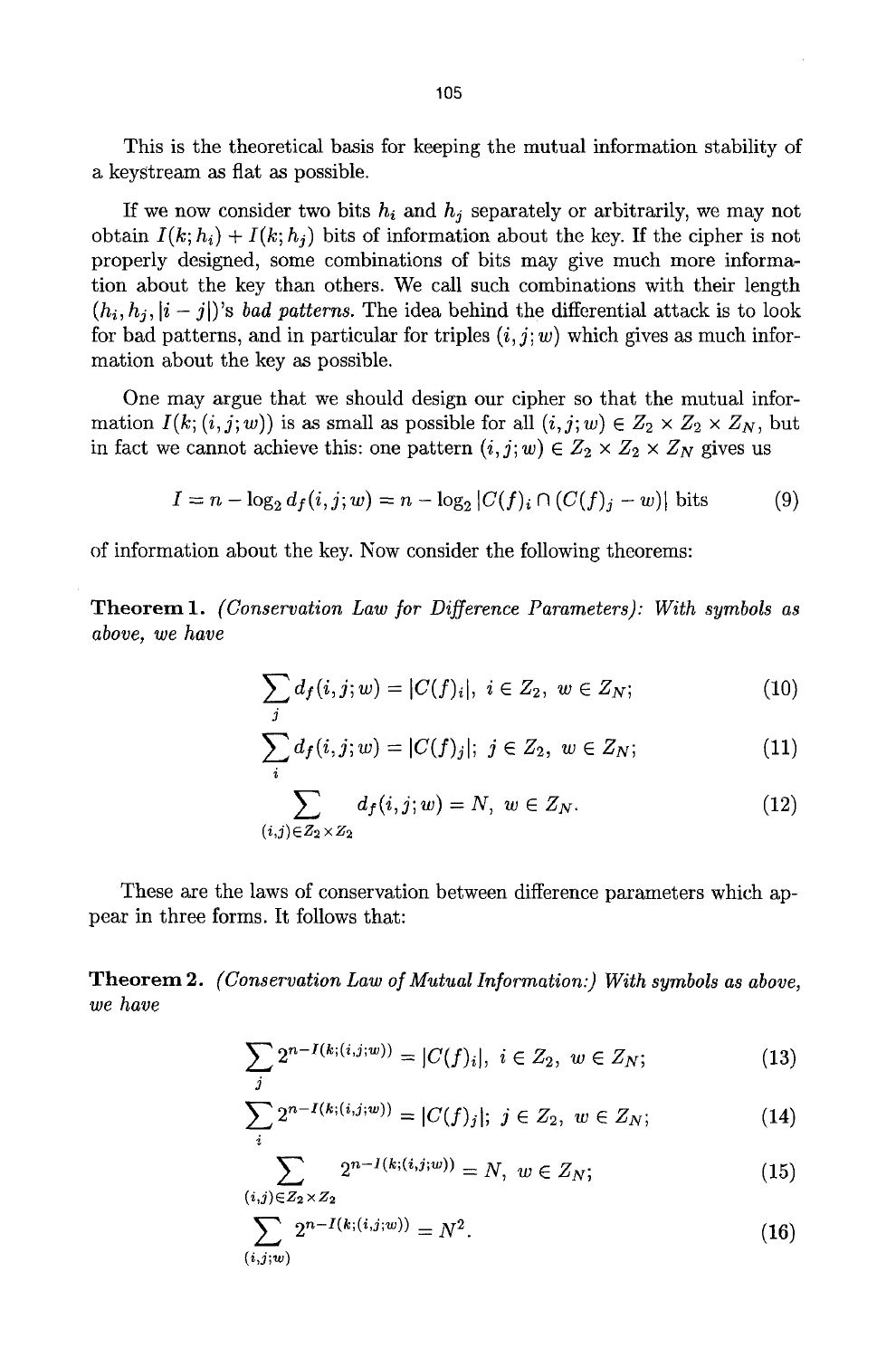This is the theoretical basis for keeping the mutual information stability of a keystream as flat as possible.

If we now consider two bits $h_i$ and $h_j$ separately or arbitrarily, we may not obtain $I(k; h_i) + I(k; h_j)$ bits of information about the key. If the cipher is not properly designed, some combinations of bits may give much more information about the key than others. We call such combinations with their length $(h_i, h_j, |i-j|)$'s *bad patterns*. The idea behind the differential attack is to look for bad patterns, and in particular for triples $(i, j; w)$ which gives as much information about the key as possible.

One may argue that we should design our cipher so that the mutual information $I(k; (i, j; w))$ is as small as possible for all $(i, j; w) \in Z_2 \times Z_2 \times Z_N$, but in fact we cannot achieve this: one pattern $(i, j; w) \in Z_2 \times Z_2 \times Z_N$ gives us

$$I = n - \log_2 d_f(i, j; w) = n - \log_2 |C(f)_i \cap (C(f)_j - w)| \text{ bits} \tag{9}$$

of information about the key. Now consider the following theorems:

**Theorem 1.** *(Conservation Law for Difference Parameters): With symbols as above, we have*

$$\sum_j d_f(i, j; w) = |C(f)_i|, \ i \in Z_2, \ w \in Z_N; \tag{10}$$

$$\sum_i d_f(i, j; w) = |C(f)_j|; \ j \in Z_2, \ w \in Z_N; \tag{11}$$

$$\sum_{(i,j) \in Z_2 \times Z_2} d_f(i, j; w) = N, \ w \in Z_N. \tag{12}$$

These are the laws of conservation between difference parameters which appear in three forms. It follows that:

**Theorem 2.** *(Conservation Law of Mutual Information:) With symbols as above, we have*

$$\sum_j 2^{n - I(k;(i,j;w))} = |C(f)_i|, \ i \in Z_2, \ w \in Z_N; \tag{13}$$

$$\sum_i 2^{n - I(k;(i,j;w))} = |C(f)_j|; \ j \in Z_2, \ w \in Z_N; \tag{14}$$

$$\sum_{(i,j) \in Z_2 \times Z_2} 2^{n - I(k;(i,j;w))} = N, \ w \in Z_N; \tag{15}$$

$$\sum_{(i,j;w)} 2^{n - I(k;(i,j;w))} = N^2. \tag{16}$$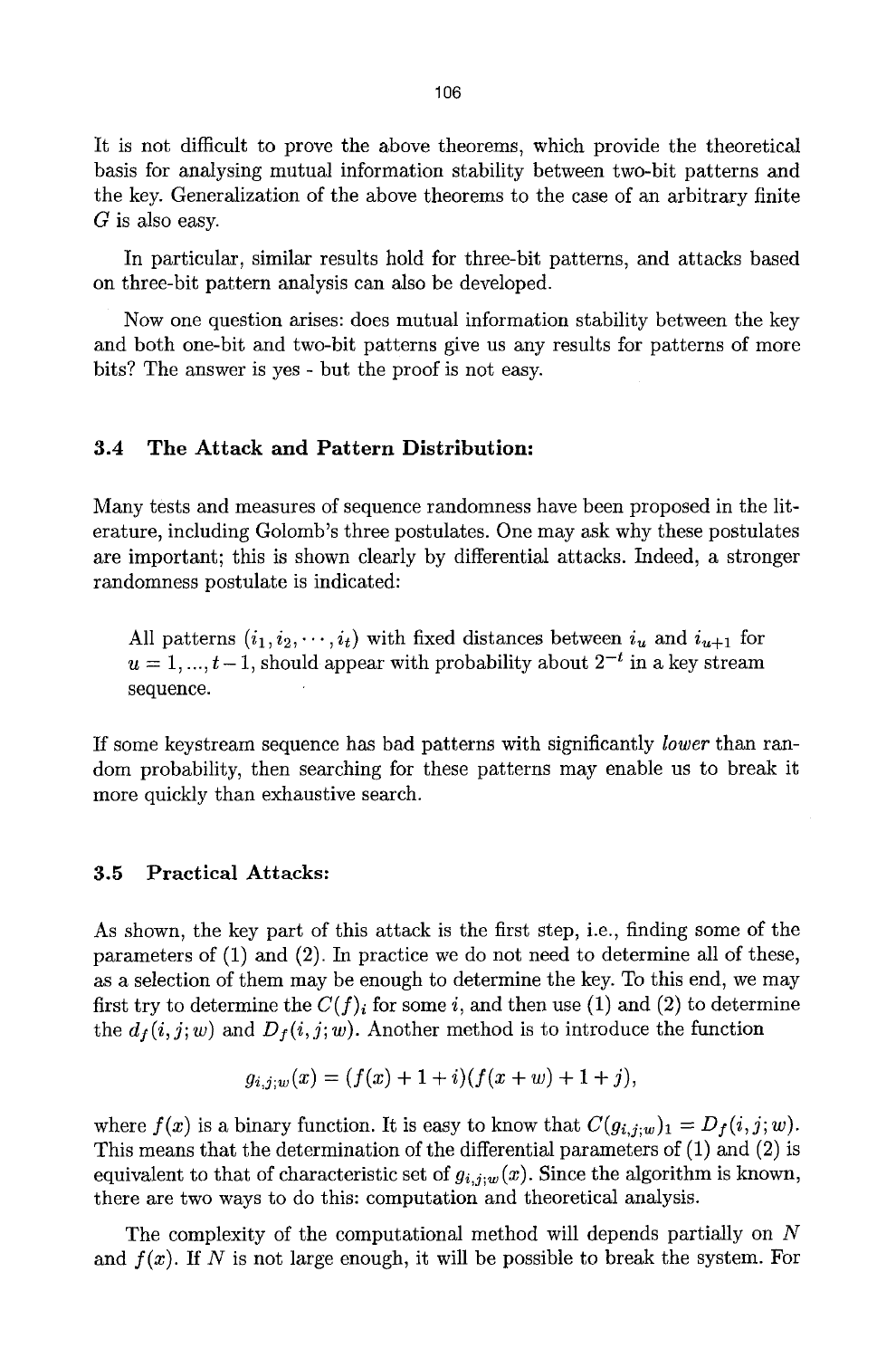It is not difficult to prove the above theorems, which provide the theoretical basis for analysing mutual information stability between two-bit patterns and the key. Generalization of the above theorems to the case of an arbitrary finite $G$ is also easy.

In particular, similar results hold for three-bit patterns, and attacks based on three-bit pattern analysis can also be developed.

Now one question arises: does mutual information stability between the key and both one-bit and two-bit patterns give us any results for patterns of more bits? The answer is yes - but the proof is not easy.

### 3.4 The Attack and Pattern Distribution:

Many tests and measures of sequence randomness have been proposed in the literature, including Golomb's three postulates. One may ask why these postulates are important; this is shown clearly by differential attacks. Indeed, a stronger randomness postulate is indicated:

> All patterns $(i_1, i_2, \cdots, i_t)$ with fixed distances between $i_u$ and $i_{u+1}$ for $u = 1, ..., t-1$, should appear with probability about $2^{-t}$ in a key stream sequence.

If some keystream sequence has bad patterns with significantly *lower* than random probability, then searching for these patterns may enable us to break it more quickly than exhaustive search.

### 3.5 Practical Attacks:

As shown, the key part of this attack is the first step, i.e., finding some of the parameters of (1) and (2). In practice we do not need to determine all of these, as a selection of them may be enough to determine the key. To this end, we may first try to determine the $C(f)_i$ for some $i$, and then use (1) and (2) to determine the $d_f(i, j; w)$ and $D_f(i, j; w)$. Another method is to introduce the function

$$g_{i,j;w}(x) = (f(x) + 1 + i)(f(x + w) + 1 + j),$$

where $f(x)$ is a binary function. It is easy to know that $C(g_{i,j;w})_1 = D_f(i, j; w)$. This means that the determination of the differential parameters of (1) and (2) is equivalent to that of characteristic set of $g_{i,j;w}(x)$. Since the algorithm is known, there are two ways to do this: computation and theoretical analysis.

The complexity of the computational method will depends partially on $N$ and $f(x)$. If $N$ is not large enough, it will be possible to break the system. For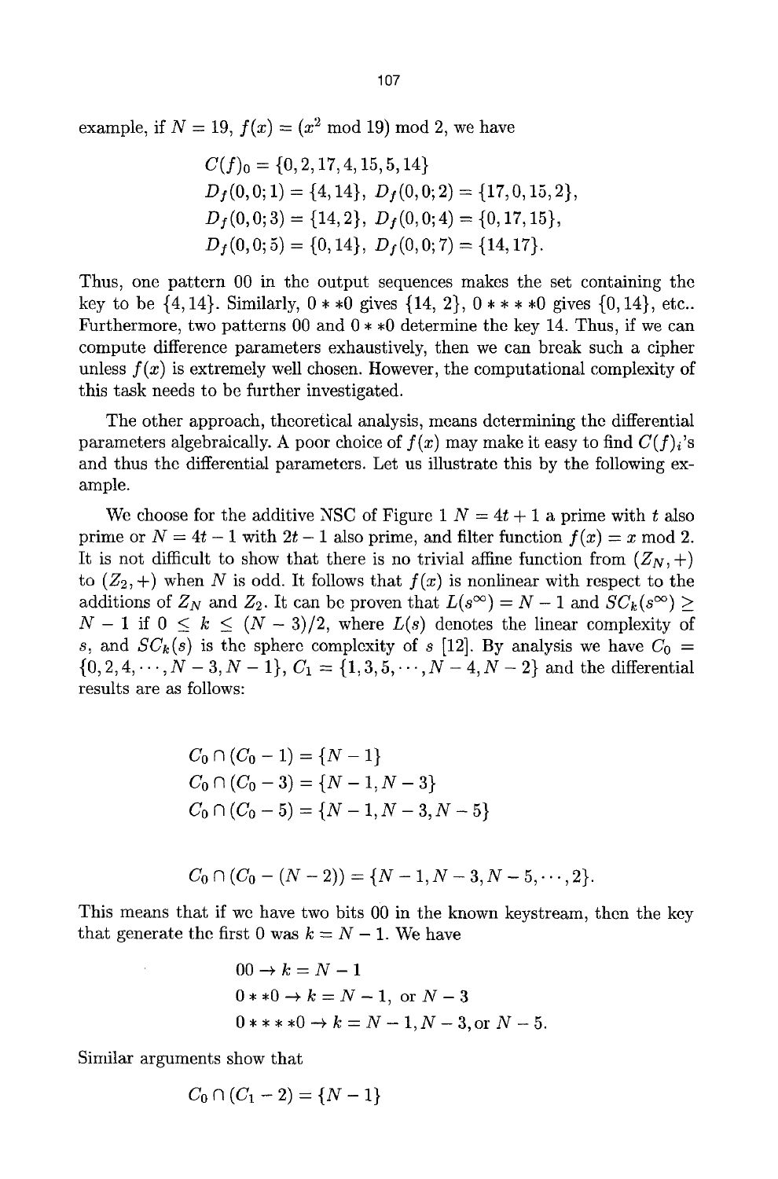example, if $N = 19$, $f(x) = (x^2 \bmod 19) \bmod 2$, we have

$$
\begin{aligned}
&C(f)_0 = \{0, 2, 17, 4, 15, 5, 14\} \\
&D_f(0,0;1) = \{4, 14\},\ D_f(0,0;2) = \{17, 0, 15, 2\}, \\
&D_f(0,0;3) = \{14, 2\},\ D_f(0,0;4) = \{0, 17, 15\}, \\
&D_f(0,0;5) = \{0, 14\},\ D_f(0,0;7) = \{14, 17\}.
\end{aligned}
$$

Thus, one pattern 00 in the output sequences makes the set containing the key to be $\{4, 14\}$. Similarly, $0 * *0$ gives $\{14, 2\}$, $0 * * * *0$ gives $\{0, 14\}$, etc.. Furthermore, two patterns 00 and $0 * *0$ determine the key 14. Thus, if we can compute difference parameters exhaustively, then we can break such a cipher unless $f(x)$ is extremely well chosen. However, the computational complexity of this task needs to be further investigated.

The other approach, theoretical analysis, means determining the differential parameters algebraically. A poor choice of $f(x)$ may make it easy to find $C(f)_i$'s and thus the differential parameters. Let us illustrate this by the following example.

We choose for the additive NSC of Figure 1 $N = 4t + 1$ a prime with $t$ also prime or $N = 4t - 1$ with $2t - 1$ also prime, and filter function $f(x) = x \bmod 2$. It is not difficult to show that there is no trivial affine function from $(Z_N, +)$ to $(Z_2, +)$ when $N$ is odd. It follows that $f(x)$ is nonlinear with respect to the additions of $Z_N$ and $Z_2$. It can be proven that $L(s^\infty) = N - 1$ and $SC_k(s^\infty) \geq N - 1$ if $0 \leq k \leq (N - 3)/2$, where $L(s)$ denotes the linear complexity of $s$, and $SC_k(s)$ is the sphere complexity of $s$ [12]. By analysis we have $C_0 = \{0, 2, 4, \cdots, N - 3, N - 1\}$, $C_1 = \{1, 3, 5, \cdots, N - 4, N - 2\}$ and the differential results are as follows:

$$
\begin{aligned}
&C_0 \cap (C_0 - 1) = \{N - 1\} \\
&C_0 \cap (C_0 - 3) = \{N - 1, N - 3\} \\
&C_0 \cap (C_0 - 5) = \{N - 1, N - 3, N - 5\}
\end{aligned}
$$

$$
C_0 \cap (C_0 - (N - 2)) = \{N - 1, N - 3, N - 5, \cdots, 2\}.
$$

This means that if we have two bits 00 in the known keystream, then the key that generate the first 0 was $k = N - 1$. We have

$$
\begin{aligned}
&00 \rightarrow k = N - 1 \\
&0 * *0 \rightarrow k = N - 1, \text{ or } N - 3 \\
&0 * * * *0 \rightarrow k = N - 1, N - 3, \text{or } N - 5.
\end{aligned}
$$

Similar arguments show that

$$
C_0 \cap (C_1 - 2) = \{N - 1\}
$$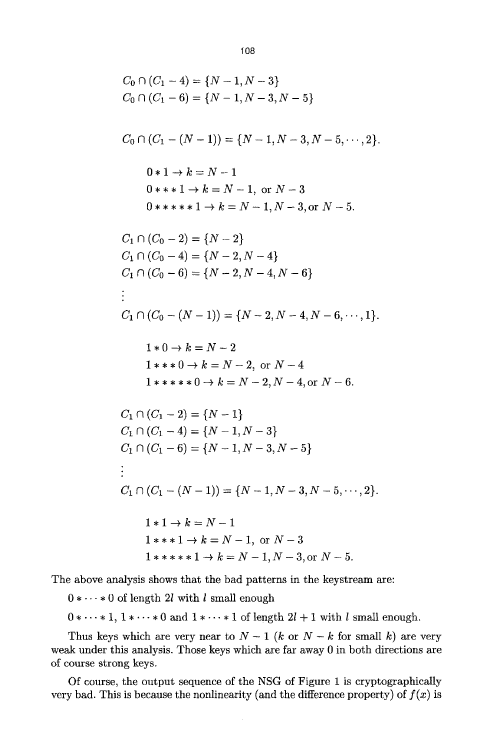$$C_0 \cap (C_1 - 4) = \{N-1, N-3\}$$
$$C_0 \cap (C_1 - 6) = \{N-1, N-3, N-5\}$$

$$C_0 \cap (C_1 - (N-1)) = \{N-1, N-3, N-5, \cdots, 2\}.$$

$$0 * 1 \to k = N-1$$
$$0 * * * 1 \to k = N-1, \text{ or } N-3$$
$$0 * * * * * 1 \to k = N-1, N-3, \text{or } N-5.$$

$$C_1 \cap (C_0 - 2) = \{N-2\}$$
$$C_1 \cap (C_0 - 4) = \{N-2, N-4\}$$
$$C_1 \cap (C_0 - 6) = \{N-2, N-4, N-6\}$$
$$\vdots$$
$$C_1 \cap (C_0 - (N-1)) = \{N-2, N-4, N-6, \cdots, 1\}.$$

$$1 * 0 \to k = N-2$$
$$1 * * * 0 \to k = N-2, \text{ or } N-4$$
$$1 * * * * * 0 \to k = N-2, N-4, \text{or } N-6.$$

$$C_1 \cap (C_1 - 2) = \{N-1\}$$
$$C_1 \cap (C_1 - 4) = \{N-1, N-3\}$$
$$C_1 \cap (C_1 - 6) = \{N-1, N-3, N-5\}$$
$$\vdots$$
$$C_1 \cap (C_1 - (N-1)) = \{N-1, N-3, N-5, \cdots, 2\}.$$

$$1 * 1 \to k = N-1$$
$$1 * * * 1 \to k = N-1, \text{ or } N-3$$
$$1 * * * * * 1 \to k = N-1, N-3, \text{or } N-5.$$

The above analysis shows that the bad patterns in the keystream are:

$0 * \cdots * 0$ of length $2l$ with $l$ small enough

$0 * \cdots * 1$, $1 * \cdots * 0$ and $1 * \cdots * 1$ of length $2l+1$ with $l$ small enough.

Thus keys which are very near to $N-1$ ($k$ or $N-k$ for small $k$) are very weak under this analysis. Those keys which are far away 0 in both directions are of course strong keys.

Of course, the output sequence of the NSG of Figure 1 is cryptographically very bad. This is because the nonlinearity (and the difference property) of $f(x)$ is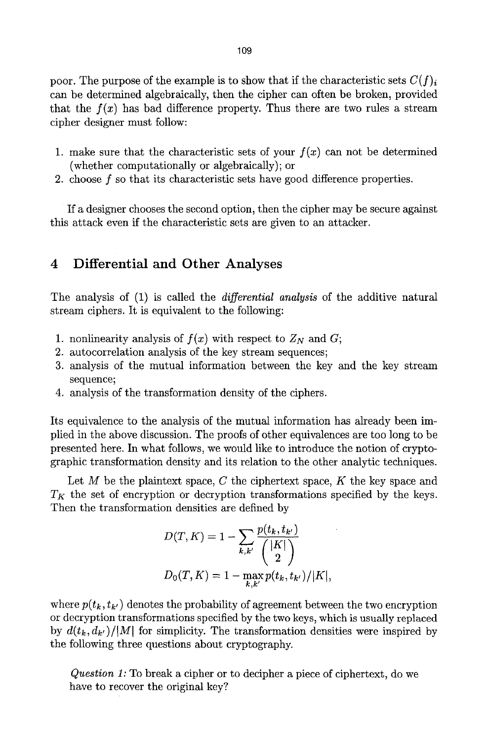poor. The purpose of the example is to show that if the characteristic sets $C(f)_i$ can be determined algebraically, then the cipher can often be broken, provided that the $f(x)$ has bad difference property. Thus there are two rules a stream cipher designer must follow:

1. make sure that the characteristic sets of your $f(x)$ can not be determined (whether computationally or algebraically); or
2. choose $f$ so that its characteristic sets have good difference properties.

If a designer chooses the second option, then the cipher may be secure against this attack even if the characteristic sets are given to an attacker.

## 4 Differential and Other Analyses

The analysis of (1) is called the *differential analysis* of the additive natural stream ciphers. It is equivalent to the following:

1. nonlinearity analysis of $f(x)$ with respect to $Z_N$ and $G$;
2. autocorrelation analysis of the key stream sequences;
3. analysis of the mutual information between the key and the key stream sequence;
4. analysis of the transformation density of the ciphers.

Its equivalence to the analysis of the mutual information has already been implied in the above discussion. The proofs of other equivalences are too long to be presented here. In what follows, we would like to introduce the notion of cryptographic transformation density and its relation to the other analytic techniques.

Let $M$ be the plaintext space, $C$ the ciphertext space, $K$ the key space and $T_K$ the set of encryption or decryption transformations specified by the keys. Then the transformation densities are defined by

$$D(T, K) = 1 - \sum_{k,k'} \frac{p(t_k, t_{k'})}{\binom{|K|}{2}}$$

$$D_0(T, K) = 1 - \max_{k,k'} p(t_k, t_{k'})/|K|,$$

where $p(t_k, t_{k'})$ denotes the probability of agreement between the two encryption or decryption transformations specified by the two keys, which is usually replaced by $d(t_k, d_{k'})/|M|$ for simplicity. The transformation densities were inspired by the following three questions about cryptography.

> *Question 1:* To break a cipher or to decipher a piece of ciphertext, do we have to recover the original key?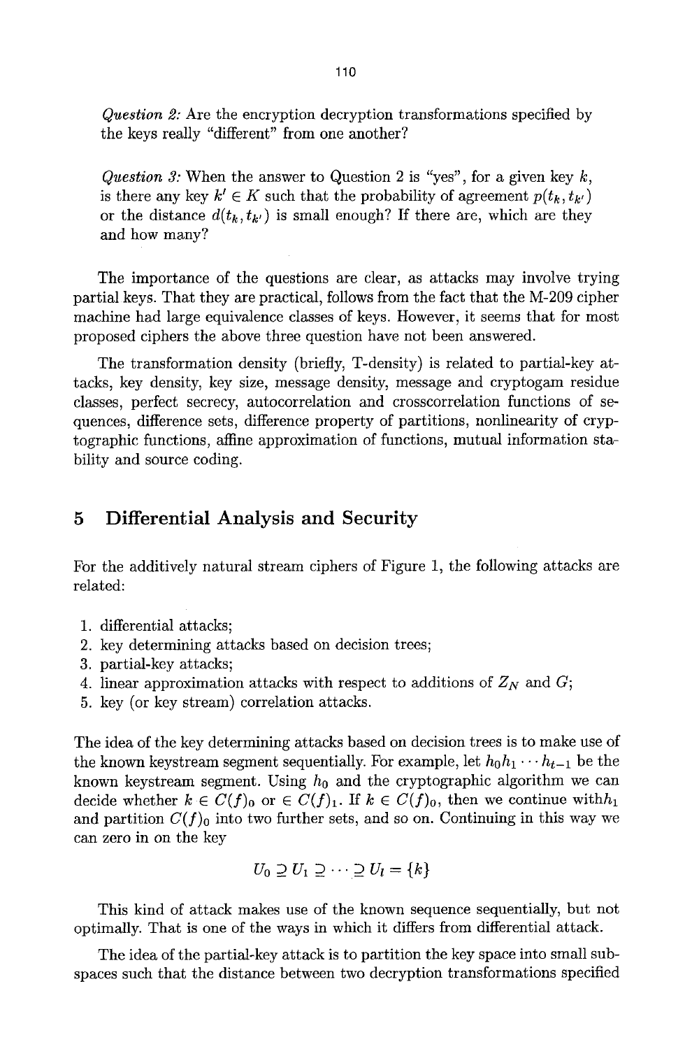*Question 2:* Are the encryption decryption transformations specified by the keys really "different" from one another?

*Question 3:* When the answer to Question 2 is "yes", for a given key $k$, is there any key $k' \in K$ such that the probability of agreement $p(t_k, t_{k'})$ or the distance $d(t_k, t_{k'})$ is small enough? If there are, which are they and how many?

The importance of the questions are clear, as attacks may involve trying partial keys. That they are practical, follows from the fact that the M-209 cipher machine had large equivalence classes of keys. However, it seems that for most proposed ciphers the above three question have not been answered.

The transformation density (briefly, T-density) is related to partial-key attacks, key density, key size, message density, message and cryptogam residue classes, perfect secrecy, autocorrelation and crosscorrelation functions of sequences, difference sets, difference property of partitions, nonlinearity of cryptographic functions, affine approximation of functions, mutual information stability and source coding.

## 5 Differential Analysis and Security

For the additively natural stream ciphers of Figure 1, the following attacks are related:

1. differential attacks;
2. key determining attacks based on decision trees;
3. partial-key attacks;
4. linear approximation attacks with respect to additions of $Z_N$ and $G$;
5. key (or key stream) correlation attacks.

The idea of the key determining attacks based on decision trees is to make use of the known keystream segment sequentially. For example, let $h_0 h_1 \cdots h_{t-1}$ be the known keystream segment. Using $h_0$ and the cryptographic algorithm we can decide whether $k \in C(f)_0$ or $\in C(f)_1$. If $k \in C(f)_0$, then we continue with$h_1$ and partition $C(f)_0$ into two further sets, and so on. Continuing in this way we can zero in on the key

$$U_0 \supseteq U_1 \supseteq \cdots \supseteq U_l = \{k\}$$

This kind of attack makes use of the known sequence sequentially, but not optimally. That is one of the ways in which it differs from differential attack.

The idea of the partial-key attack is to partition the key space into small subspaces such that the distance between two decryption transformations specified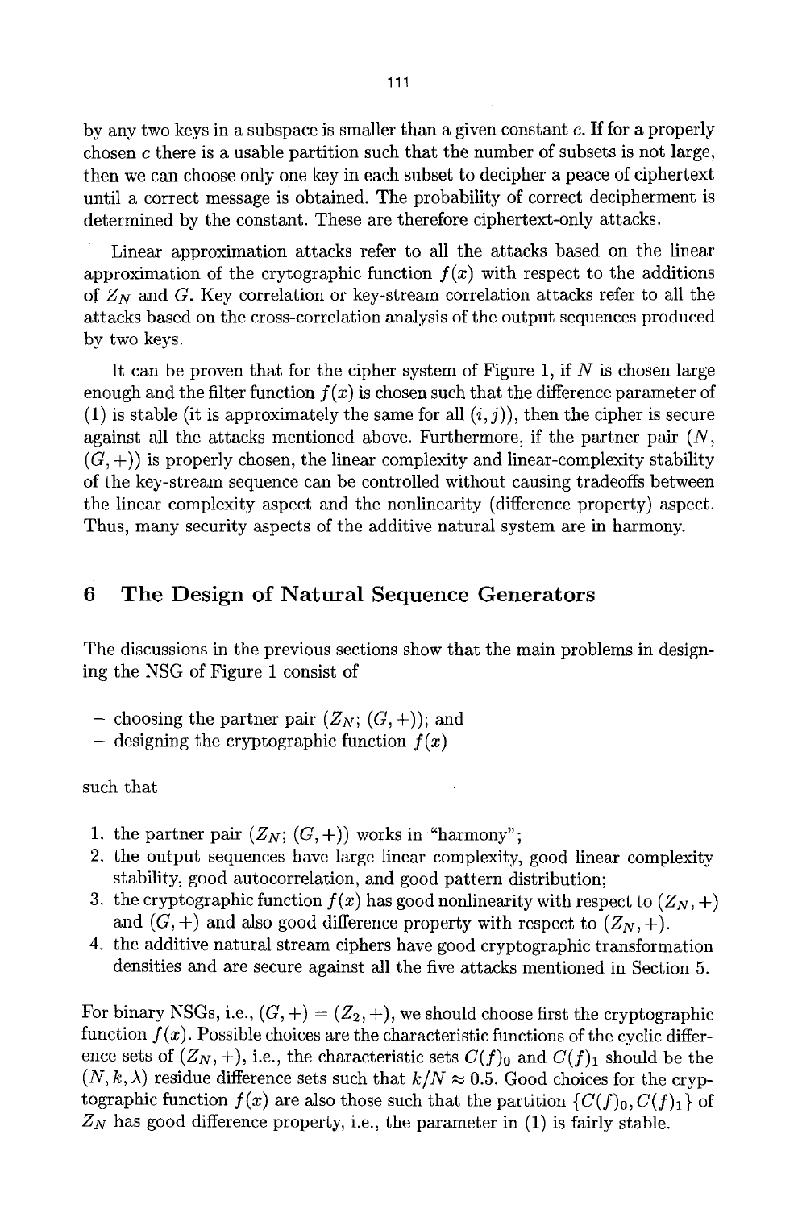by any two keys in a subspace is smaller than a given constant $c$. If for a properly chosen $c$ there is a usable partition such that the number of subsets is not large, then we can choose only one key in each subset to decipher a peace of ciphertext until a correct message is obtained. The probability of correct decipherment is determined by the constant. These are therefore ciphertext-only attacks.

Linear approximation attacks refer to all the attacks based on the linear approximation of the crytographic function $f(x)$ with respect to the additions of $Z_N$ and $G$. Key correlation or key-stream correlation attacks refer to all the attacks based on the cross-correlation analysis of the output sequences produced by two keys.

It can be proven that for the cipher system of Figure 1, if $N$ is chosen large enough and the filter function $f(x)$ is chosen such that the difference parameter of (1) is stable (it is approximately the same for all $(i, j)$), then the cipher is secure against all the attacks mentioned above. Furthermore, if the partner pair ($N$, $(G, +)$) is properly chosen, the linear complexity and linear-complexity stability of the key-stream sequence can be controlled without causing tradeoffs between the linear complexity aspect and the nonlinearity (difference property) aspect. Thus, many security aspects of the additive natural system are in harmony.

## 6 The Design of Natural Sequence Generators

The discussions in the previous sections show that the main problems in designing the NSG of Figure 1 consist of

- choosing the partner pair ($Z_N$; $(G, +)$); and
- designing the cryptographic function $f(x)$

such that

1. the partner pair ($Z_N$; $(G, +)$) works in "harmony";
2. the output sequences have large linear complexity, good linear complexity stability, good autocorrelation, and good pattern distribution;
3. the cryptographic function $f(x)$ has good nonlinearity with respect to $(Z_N, +)$ and $(G, +)$ and also good difference property with respect to $(Z_N, +)$.
4. the additive natural stream ciphers have good cryptographic transformation densities and are secure against all the five attacks mentioned in Section 5.

For binary NSGs, i.e., $(G, +) = (Z_2, +)$, we should choose first the cryptographic function $f(x)$. Possible choices are the characteristic functions of the cyclic difference sets of $(Z_N, +)$, i.e., the characteristic sets $C(f)_0$ and $C(f)_1$ should be the $(N, k, \lambda)$ residue difference sets such that $k/N \approx 0.5$. Good choices for the cryptographic function $f(x)$ are also those such that the partition $\{C(f)_0, C(f)_1\}$ of $Z_N$ has good difference property, i.e., the parameter in (1) is fairly stable.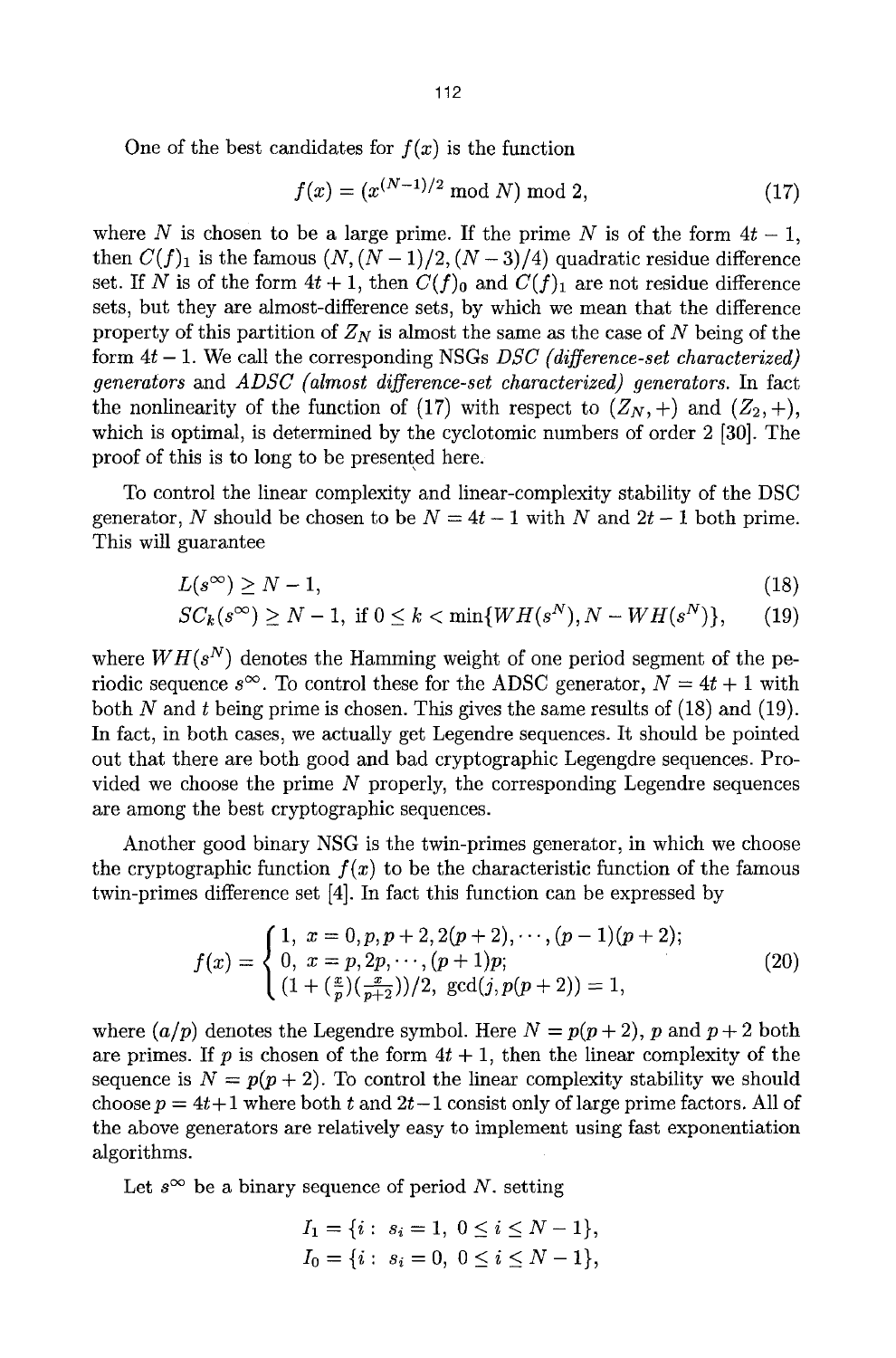One of the best candidates for $f(x)$ is the function

$$f(x) = (x^{(N-1)/2} \bmod N) \bmod 2, \tag{17}$$

where $N$ is chosen to be a large prime. If the prime $N$ is of the form $4t - 1$, then $C(f)_1$ is the famous $(N, (N-1)/2, (N-3)/4)$ quadratic residue difference set. If $N$ is of the form $4t + 1$, then $C(f)_0$ and $C(f)_1$ are not residue difference sets, but they are almost-difference sets, by which we mean that the difference property of this partition of $Z_N$ is almost the same as the case of $N$ being of the form $4t - 1$. We call the corresponding NSGs *DSC (difference-set characterized) generators* and *ADSC (almost difference-set characterized) generators.* In fact the nonlinearity of the function of (17) with respect to $(Z_N, +)$ and $(Z_2, +)$, which is optimal, is determined by the cyclotomic numbers of order 2 [30]. The proof of this is to long to be presented here.

To control the linear complexity and linear-complexity stability of the DSC generator, $N$ should be chosen to be $N = 4t - 1$ with $N$ and $2t - 1$ both prime. This will guarantee

$$L(s^{\infty}) \geq N - 1, \tag{18}$$

$$SC_k(s^{\infty}) \geq N - 1, \text{ if } 0 \leq k < \min\{WH(s^N), N - WH(s^N)\}, \tag{19}$$

where $WH(s^N)$ denotes the Hamming weight of one period segment of the periodic sequence $s^{\infty}$. To control these for the ADSC generator, $N = 4t + 1$ with both $N$ and $t$ being prime is chosen. This gives the same results of (18) and (19). In fact, in both cases, we actually get Legendre sequences. It should be pointed out that there are both good and bad cryptographic Legengdre sequences. Provided we choose the prime $N$ properly, the corresponding Legendre sequences are among the best cryptographic sequences.

Another good binary NSG is the twin-primes generator, in which we choose the cryptographic function $f(x)$ to be the characteristic function of the famous twin-primes difference set [4]. In fact this function can be expressed by

$$f(x) = \begin{cases} 1, & x = 0, p, p+2, 2(p+2), \cdots, (p-1)(p+2); \\ 0, & x = p, 2p, \cdots, (p+1)p; \\ (1 + (\frac{x}{p})(\frac{x}{p+2}))/2, & \gcd(j, p(p+2)) = 1, \end{cases} \tag{20}$$

where $(a/p)$ denotes the Legendre symbol. Here $N = p(p+2)$, $p$ and $p+2$ both are primes. If $p$ is chosen of the form $4t + 1$, then the linear complexity of the sequence is $N = p(p+2)$. To control the linear complexity stability we should choose $p = 4t+1$ where both $t$ and $2t-1$ consist only of large prime factors. All of the above generators are relatively easy to implement using fast exponentiation algorithms.

Let $s^{\infty}$ be a binary sequence of period $N$. setting

$$I_1 = \{i : \ s_i = 1, \ 0 \leq i \leq N-1\},$$

$$I_0 = \{i : \ s_i = 0, \ 0 \leq i \leq N-1\},$$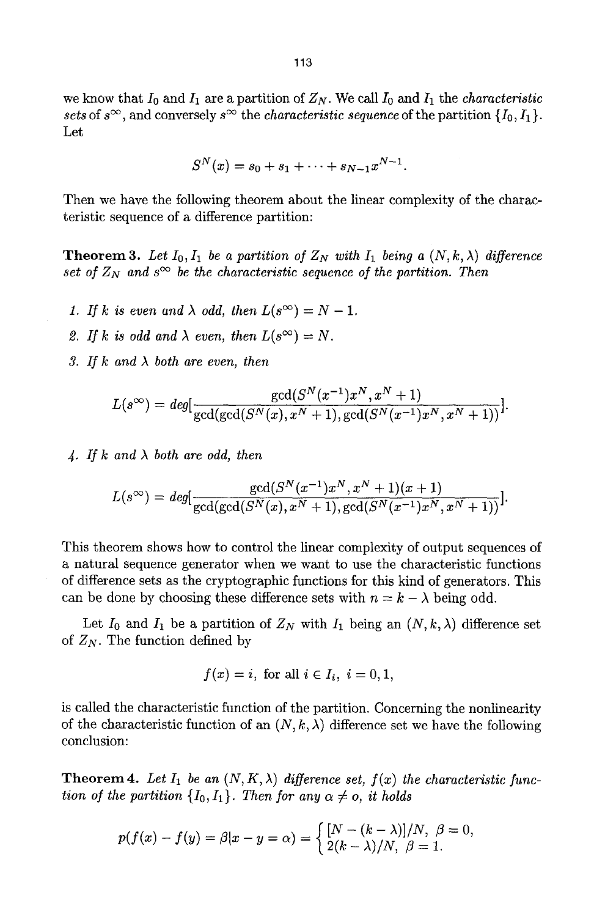we know that $I_0$ and $I_1$ are a partition of $Z_N$. We call $I_0$ and $I_1$ the *characteristic sets* of $s^\infty$, and conversely $s^\infty$ the *characteristic sequence* of the partition $\{I_0, I_1\}$. Let

$$S^N(x) = s_0 + s_1 + \cdots + s_{N-1}x^{N-1}.$$

Then we have the following theorem about the linear complexity of the characteristic sequence of a difference partition:

**Theorem 3.** *Let $I_0, I_1$ be a partition of $Z_N$ with $I_1$ being a $(N, k, \lambda)$ difference set of $Z_N$ and $s^\infty$ be the characteristic sequence of the partition. Then*

1. *If $k$ is even and $\lambda$ odd, then $L(s^\infty) = N - 1$.*
2. *If $k$ is odd and $\lambda$ even, then $L(s^\infty) = N$.*
3. *If $k$ and $\lambda$ both are even, then*

$$L(s^\infty) = deg[\frac{\gcd(S^N(x^{-1})x^N, x^N + 1)}{\gcd(\gcd(S^N(x), x^N + 1), \gcd(S^N(x^{-1})x^N, x^N + 1))}].$$

4. *If $k$ and $\lambda$ both are odd, then*

$$L(s^\infty) = deg[\frac{\gcd(S^N(x^{-1})x^N, x^N + 1)(x + 1)}{\gcd(\gcd(S^N(x), x^N + 1), \gcd(S^N(x^{-1})x^N, x^N + 1))}].$$

This theorem shows how to control the linear complexity of output sequences of a natural sequence generator when we want to use the characteristic functions of difference sets as the cryptographic functions for this kind of generators. This can be done by choosing these difference sets with $n = k - \lambda$ being odd.

Let $I_0$ and $I_1$ be a partition of $Z_N$ with $I_1$ being an $(N, k, \lambda)$ difference set of $Z_N$. The function defined by

$$f(x) = i, \text{ for all } i \in I_i, \ i = 0, 1,$$

is called the characteristic function of the partition. Concerning the nonlinearity of the characteristic function of an $(N, k, \lambda)$ difference set we have the following conclusion:

**Theorem 4.** *Let $I_1$ be an $(N, K, \lambda)$ difference set, $f(x)$ the characteristic function of the partition $\{I_0, I_1\}$. Then for any $\alpha \neq o$, it holds*

$$p(f(x) - f(y) = \beta | x - y = \alpha) = \begin{cases} [N - (k - \lambda)]/N, & \beta = 0, \\ 2(k - \lambda)/N, & \beta = 1. \end{cases}$$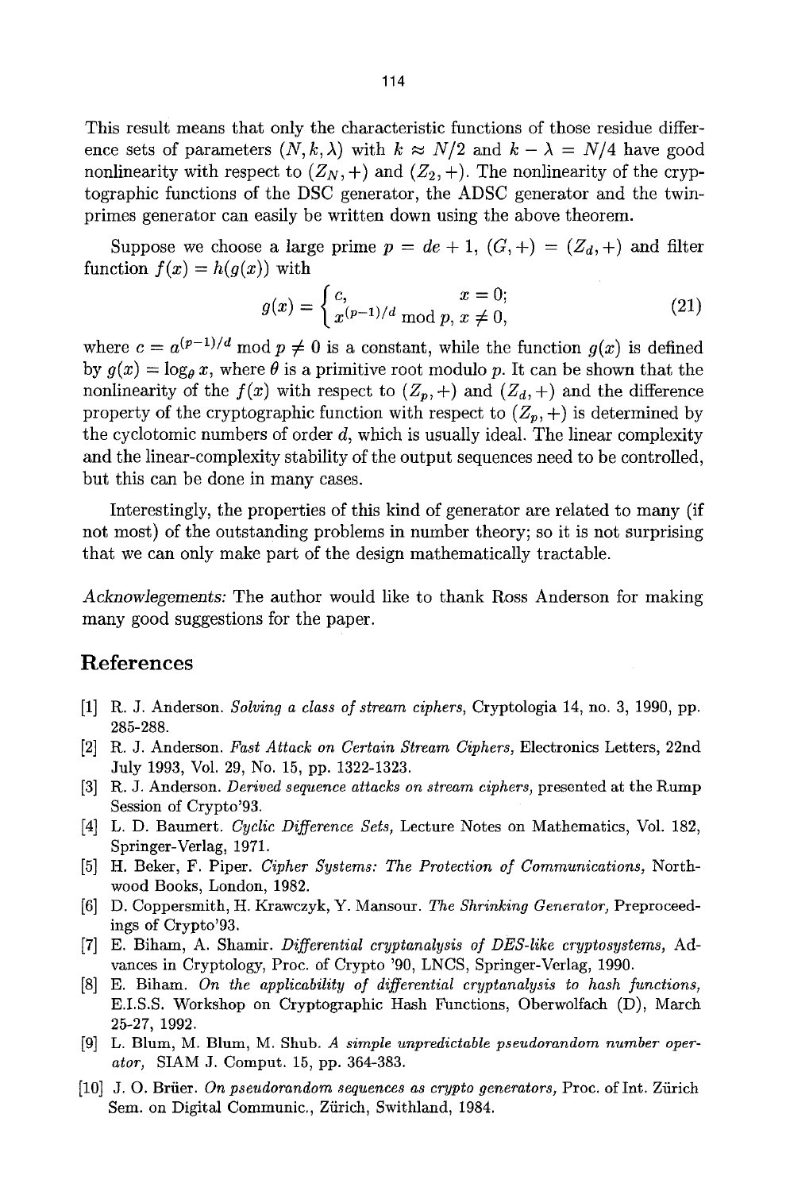This result means that only the characteristic functions of those residue difference sets of parameters $(N, k, \lambda)$ with $k \approx N/2$ and $k - \lambda = N/4$ have good nonlinearity with respect to $(Z_N, +)$ and $(Z_2, +)$. The nonlinearity of the cryptographic functions of the DSC generator, the ADSC generator and the twin-primes generator can easily be written down using the above theorem.

Suppose we choose a large prime $p = de + 1$, $(G, +) = (Z_d, +)$ and filter function $f(x) = h(g(x))$ with

$$g(x) = \begin{cases} c, & x = 0; \\ x^{(p-1)/d} \bmod p, x \neq 0, \end{cases} \tag{21}$$

where $c = a^{(p-1)/d} \bmod p \neq 0$ is a constant, while the function $g(x)$ is defined by $g(x) = \log_\theta x$, where $\theta$ is a primitive root modulo $p$. It can be shown that the nonlinearity of the $f(x)$ with respect to $(Z_p, +)$ and $(Z_d, +)$ and the difference property of the cryptographic function with respect to $(Z_p, +)$ is determined by the cyclotomic numbers of order $d$, which is usually ideal. The linear complexity and the linear-complexity stability of the output sequences need to be controlled, but this can be done in many cases.

Interestingly, the properties of this kind of generator are related to many (if not most) of the outstanding problems in number theory; so it is not surprising that we can only make part of the design mathematically tractable.

*Acknowledgements:* The author would like to thank Ross Anderson for making many good suggestions for the paper.

## References

[1] R. J. Anderson. *Solving a class of stream ciphers,* Cryptologia 14, no. 3, 1990, pp. 285-288.

[2] R. J. Anderson. *Fast Attack on Certain Stream Ciphers,* Electronics Letters, 22nd July 1993, Vol. 29, No. 15, pp. 1322-1323.

[3] R. J. Anderson. *Derived sequence attacks on stream ciphers,* presented at the Rump Session of Crypto'93.

[4] L. D. Baumert. *Cyclic Difference Sets,* Lecture Notes on Mathematics, Vol. 182, Springer-Verlag, 1971.

[5] H. Beker, F. Piper. *Cipher Systems: The Protection of Communications,* Northwood Books, London, 1982.

[6] D. Coppersmith, H. Krawczyk, Y. Mansour. *The Shrinking Generator,* Preproceedings of Crypto'93.

[7] E. Biham, A. Shamir. *Differential cryptanalysis of DES-like cryptosystems,* Advances in Cryptology, Proc. of Crypto '90, LNCS, Springer-Verlag, 1990.

[8] E. Biham. *On the applicability of differential cryptanalysis to hash functions,* E.I.S.S. Workshop on Cryptographic Hash Functions, Oberwolfach (D), March 25-27, 1992.

[9] L. Blum, M. Blum, M. Shub. *A simple unpredictable pseudorandom number operator,* SIAM J. Comput. 15, pp. 364-383.

[10] J. O. Brüer. *On pseudorandom sequences as crypto generators,* Proc. of Int. Zürich Sem. on Digital Communic., Zürich, Swithland, 1984.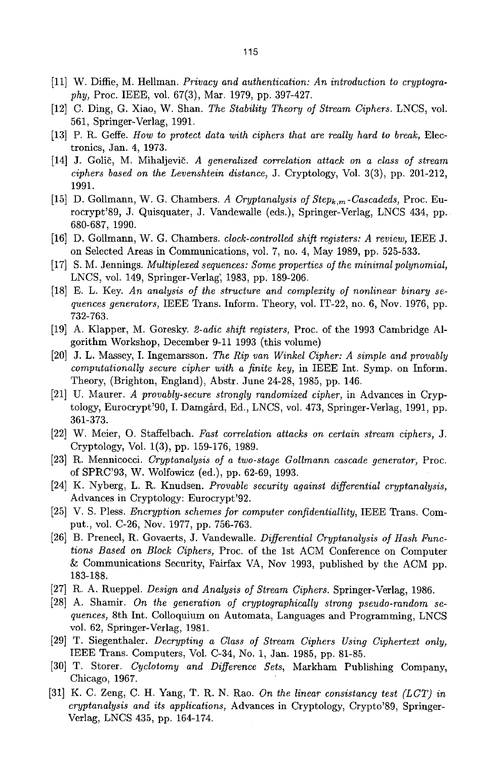[11] W. Diffie, M. Hellman. *Privacy and authentication: An introduction to cryptography,* Proc. IEEE, vol. 67(3), Mar. 1979, pp. 397-427.

[12] C. Ding, G. Xiao, W. Shan. *The Stability Theory of Stream Ciphers.* LNCS, vol. 561, Springer-Verlag, 1991.

[13] P. R. Geffe. *How to protect data with ciphers that are really hard to break,* Electronics, Jan. 4, 1973.

[14] J. Golič, M. Mihaljevič. *A generalized correlation attack on a class of stream ciphers based on the Levenshtein distance,* J. Cryptology, Vol. 3(3), pp. 201-212, 1991.

[15] D. Gollmann, W. G. Chambers. *A Cryptanalysis of $Step_{k,m}$-Cascadeds,* Proc. Eurocrypt'89, J. Quisquater, J. Vandewalle (eds.), Springer-Verlag, LNCS 434, pp. 680-687, 1990.

[16] D. Gollmann, W. G. Chambers. *clock-controlled shift registers: A review,* IEEE J. on Selected Areas in Communications, vol. 7, no. 4, May 1989, pp. 525-533.

[17] S. M. Jennings. *Multiplexed sequences: Some properties of the minimal polynomial,* LNCS, vol. 149, Springer-Verlag, 1983, pp. 189-206.

[18] E. L. Key. *An analysis of the structure and complexity of nonlinear binary sequences generators,* IEEE Trans. Inform. Theory, vol. IT-22, no. 6, Nov. 1976, pp. 732-763.

[19] A. Klapper, M. Goresky. *2-adic shift registers,* Proc. of the 1993 Cambridge Algorithm Workshop, December 9-11 1993 (this volume)

[20] J. L. Massey, I. Ingemarsson. *The Rip van Winkel Cipher: A simple and provably computationally secure cipher with a finite key,* in IEEE Int. Symp. on Inform. Theory, (Brighton, England), Abstr. June 24-28, 1985, pp. 146.

[21] U. Maurer. *A provably-secure strongly randomized cipher,* in Advances in Cryptology, Eurocrypt'90, I. Damgård, Ed., LNCS, vol. 473, Springer-Verlag, 1991, pp. 361-373.

[22] W. Meier, O. Staffelbach. *Fast correlation attacks on certain stream ciphers,* J. Cryptology, Vol. 1(3), pp. 159-176, 1989.

[23] R. Mennicocci. *Cryptanalysis of a two-stage Gollmann cascade generator,* Proc. of SPRC'93, W. Wolfowicz (ed.), pp. 62-69, 1993.

[24] K. Nyberg, L. R. Knudsen. *Provable security against differential cryptanalysis,* Advances in Cryptology: Eurocrypt'92.

[25] V. S. Pless. *Encryption schemes for computer confidentiallity,* IEEE Trans. Comput., vol. C-26, Nov. 1977, pp. 756-763.

[26] B. Preneel, R. Govaerts, J. Vandewalle. *Differential Cryptanalysis of Hash Functions Based on Block Ciphers,* Proc. of the 1st ACM Conference on Computer & Communications Security, Fairfax VA, Nov 1993, published by the ACM pp. 183-188.

[27] R. A. Rueppel. *Design and Analysis of Stream Ciphers.* Springer-Verlag, 1986.

[28] A. Shamir. *On the generation of cryptographically strong pseudo-random sequences,* 8th Int. Colloquium on Automata, Languages and Programming, LNCS vol. 62, Springer-Verlag, 1981.

[29] T. Siegenthaler. *Decrypting a Class of Stream Ciphers Using Ciphertext only,* IEEE Trans. Computers, Vol. C-34, No. 1, Jan. 1985, pp. 81-85.

[30] T. Storer. *Cyclotomy and Difference Sets,* Markham Publishing Company, Chicago, 1967.

[31] K. C. Zeng, C. H. Yang, T. R. N. Rao. *On the linear consistancy test (LCT) in cryptanalysis and its applications,* Advances in Cryptology, Crypto'89, Springer-Verlag, LNCS 435, pp. 164-174.